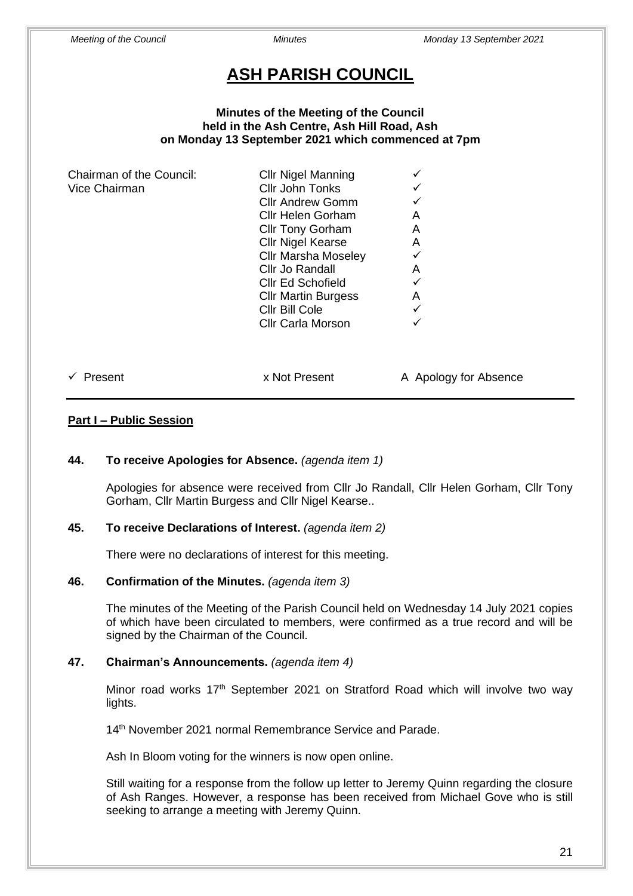# ASH PARISH COUNCIL

**Minutes of the Meeting of the Council**
**held in the Ash Centre, Ash Hill Road, Ash**
**on Monday 13 September 2021 which commenced at 7pm**

| | | |
|---|---|---|
| Chairman of the Council: | Cllr Nigel Manning | ✓ |
| Vice Chairman | Cllr John Tonks | ✓ |
| | Cllr Andrew Gomm | ✓ |
| | Cllr Helen Gorham | A |
| | Cllr Tony Gorham | A |
| | Cllr Nigel Kearse | A |
| | Cllr Marsha Moseley | ✓ |
| | Cllr Jo Randall | A |
| | Cllr Ed Schofield | ✓ |
| | Cllr Martin Burgess | A |
| | Cllr Bill Cole | ✓ |
| | Cllr Carla Morson | ✓ |

✓ Present x Not Present A Apology for Absence

**Part I – Public Session**

**44. To receive Apologies for Absence.** *(agenda item 1)*

Apologies for absence were received from Cllr Jo Randall, Cllr Helen Gorham, Cllr Tony Gorham, Cllr Martin Burgess and Cllr Nigel Kearse..

**45. To receive Declarations of Interest.** *(agenda item 2)*

There were no declarations of interest for this meeting.

**46. Confirmation of the Minutes.** *(agenda item 3)*

The minutes of the Meeting of the Parish Council held on Wednesday 14 July 2021 copies of which have been circulated to members, were confirmed as a true record and will be signed by the Chairman of the Council.

**47. Chairman's Announcements.** *(agenda item 4)*

Minor road works 17th September 2021 on Stratford Road which will involve two way lights.

14th November 2021 normal Remembrance Service and Parade.

Ash In Bloom voting for the winners is now open online.

Still waiting for a response from the follow up letter to Jeremy Quinn regarding the closure of Ash Ranges. However, a response has been received from Michael Gove who is still seeking to arrange a meeting with Jeremy Quinn.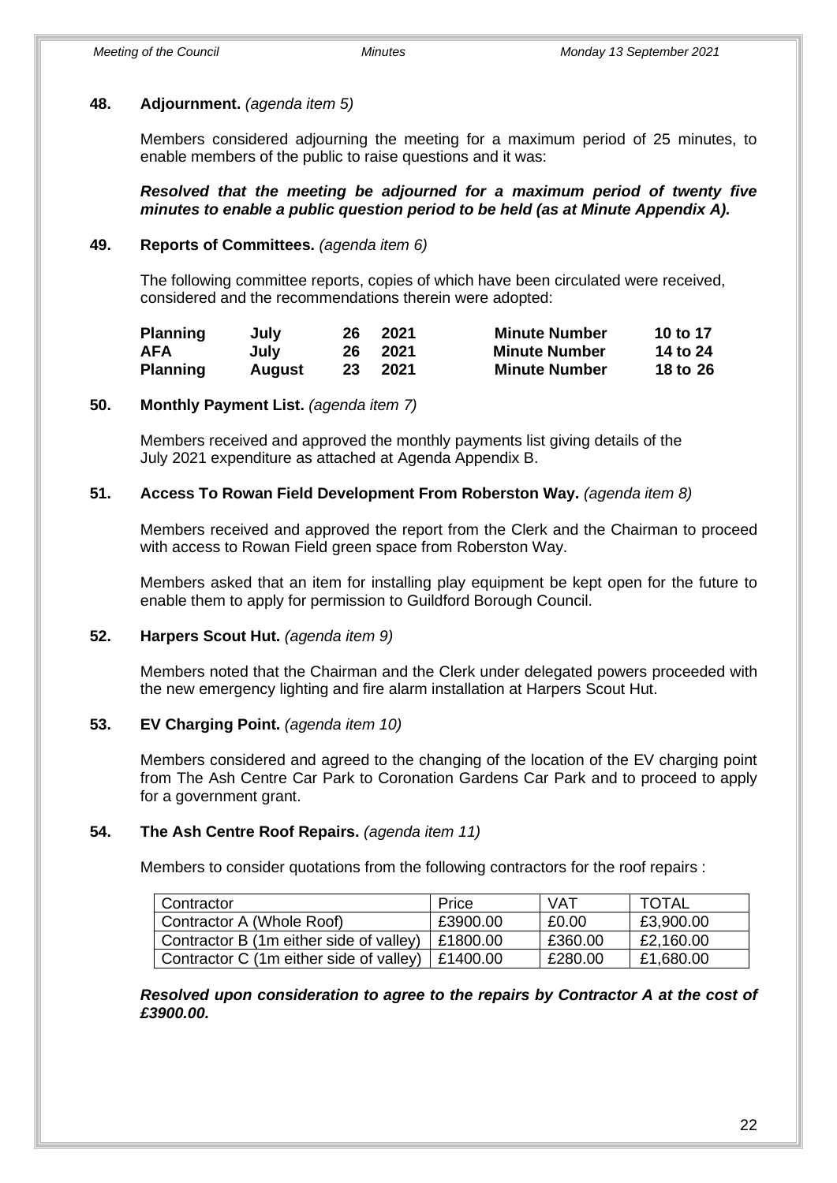**48. Adjournment.** *(agenda item 5)*

Members considered adjourning the meeting for a maximum period of 25 minutes, to enable members of the public to raise questions and it was:

***Resolved that the meeting be adjourned for a maximum period of twenty five minutes to enable a public question period to be held (as at Minute Appendix A).***

**49. Reports of Committees.** *(agenda item 6)*

The following committee reports, copies of which have been circulated were received, considered and the recommendations therein were adopted:

| | | | | | |
|---|---|---|---|---|---|
| **Planning** | **July** | **26** | **2021** | **Minute Number** | **10 to 17** |
| **AFA** | **July** | **26** | **2021** | **Minute Number** | **14 to 24** |
| **Planning** | **August** | **23** | **2021** | **Minute Number** | **18 to 26** |

**50. Monthly Payment List.** *(agenda item 7)*

Members received and approved the monthly payments list giving details of the July 2021 expenditure as attached at Agenda Appendix B.

**51. Access To Rowan Field Development From Roberston Way.** *(agenda item 8)*

Members received and approved the report from the Clerk and the Chairman to proceed with access to Rowan Field green space from Roberston Way.

Members asked that an item for installing play equipment be kept open for the future to enable them to apply for permission to Guildford Borough Council.

**52. Harpers Scout Hut.** *(agenda item 9)*

Members noted that the Chairman and the Clerk under delegated powers proceeded with the new emergency lighting and fire alarm installation at Harpers Scout Hut.

**53. EV Charging Point.** *(agenda item 10)*

Members considered and agreed to the changing of the location of the EV charging point from The Ash Centre Car Park to Coronation Gardens Car Park and to proceed to apply for a government grant.

**54. The Ash Centre Roof Repairs.** *(agenda item 11)*

Members to consider quotations from the following contractors for the roof repairs :

| Contractor | Price | VAT | TOTAL |
|---|---|---|---|
| Contractor A (Whole Roof) | £3900.00 | £0.00 | £3,900.00 |
| Contractor B (1m either side of valley) | £1800.00 | £360.00 | £2,160.00 |
| Contractor C (1m either side of valley) | £1400.00 | £280.00 | £1,680.00 |

***Resolved upon consideration to agree to the repairs by Contractor A at the cost of £3900.00.***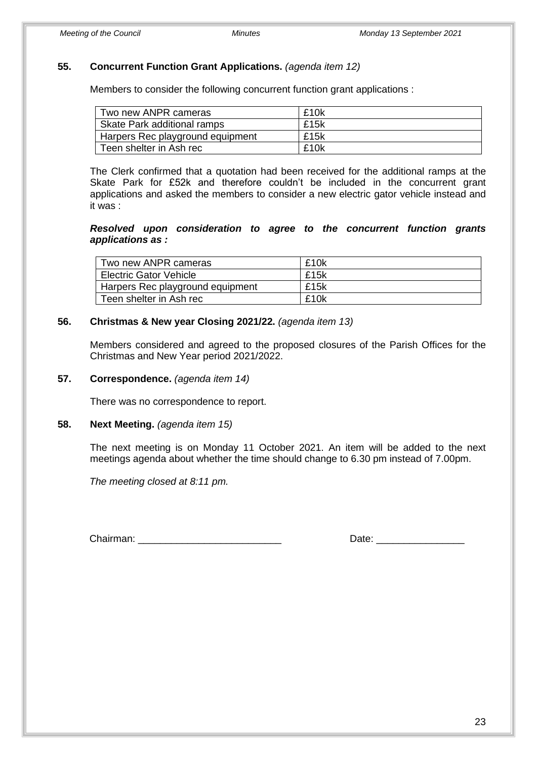### 55. Concurrent Function Grant Applications. *(agenda item 12)*

Members to consider the following concurrent function grant applications :

| Two new ANPR cameras | £10k |
|---|---|
| Skate Park additional ramps | £15k |
| Harpers Rec playground equipment | £15k |
| Teen shelter in Ash rec | £10k |

The Clerk confirmed that a quotation had been received for the additional ramps at the Skate Park for £52k and therefore couldn't be included in the concurrent grant applications and asked the members to consider a new electric gator vehicle instead and it was :

***Resolved upon consideration to agree to the concurrent function grants applications as :***

| Two new ANPR cameras | £10k |
|---|---|
| Electric Gator Vehicle | £15k |
| Harpers Rec playground equipment | £15k |
| Teen shelter in Ash rec | £10k |

### 56. Christmas & New year Closing 2021/22. *(agenda item 13)*

Members considered and agreed to the proposed closures of the Parish Offices for the Christmas and New Year period 2021/2022.

### 57. Correspondence. *(agenda item 14)*

There was no correspondence to report.

### 58. Next Meeting. *(agenda item 15)*

The next meeting is on Monday 11 October 2021. An item will be added to the next meetings agenda about whether the time should change to 6.30 pm instead of 7.00pm.

*The meeting closed at 8:11 pm.*

Chairman: __________________________ Date: ________________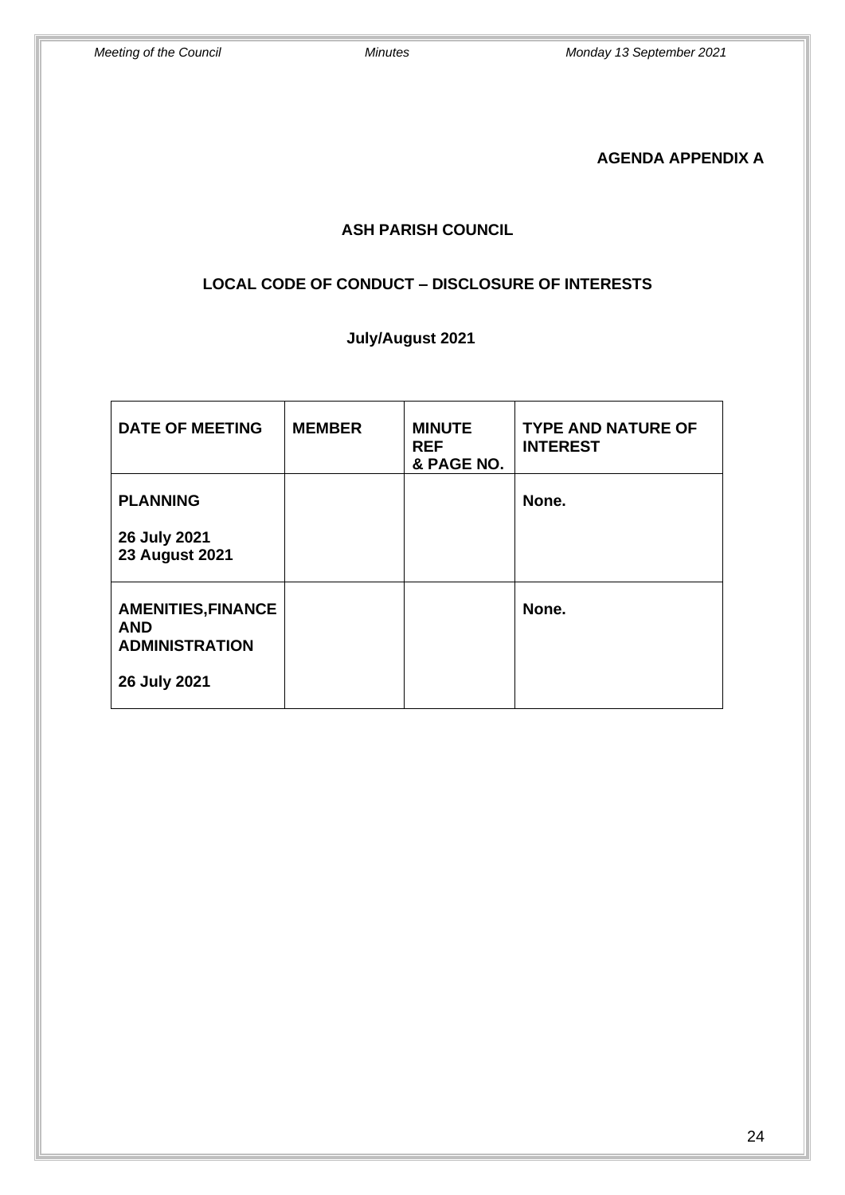**AGENDA APPENDIX A**

**ASH PARISH COUNCIL**

**LOCAL CODE OF CONDUCT – DISCLOSURE OF INTERESTS**

**July/August 2021**

| DATE OF MEETING | MEMBER | MINUTE REF & PAGE NO. | TYPE AND NATURE OF INTEREST |
|---|---|---|---|
| **PLANNING**<br><br>**26 July 2021**<br>**23 August 2021** | | | **None.** |
| **AMENITIES,FINANCE AND ADMINISTRATION**<br><br>**26 July 2021** | | | **None.** |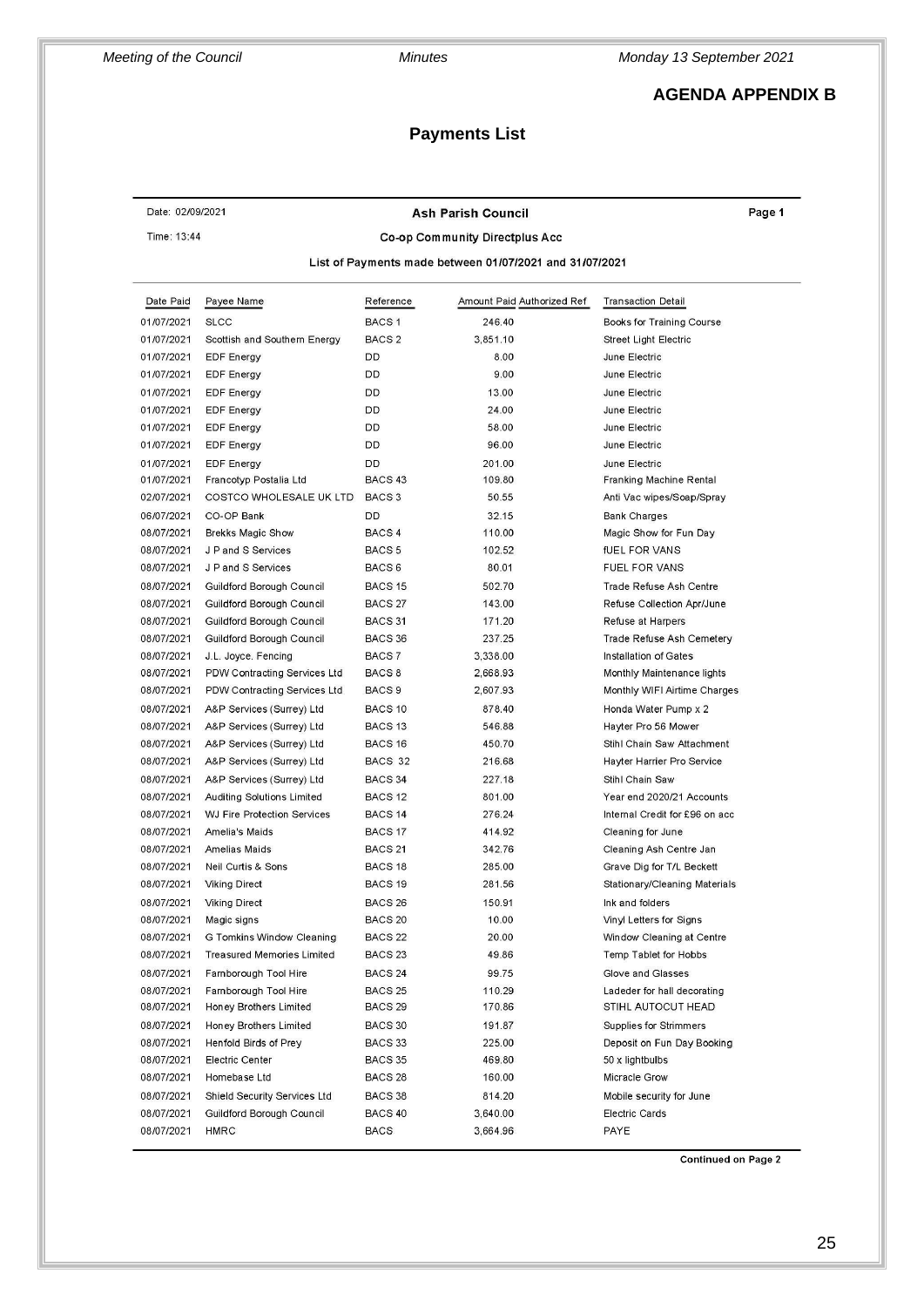## AGENDA APPENDIX B

## Payments List

Date: 02/09/2021

**Ash Parish Council**

Page 1

Time: 13:44

**Co-op Community Directplus Acc**

**List of Payments made between 01/07/2021 and 31/07/2021**

| Date Paid | Payee Name | Reference | Amount Paid | Authorized Ref | Transaction Detail |
|---|---|---|---|---|---|
| 01/07/2021 | SLCC | BACS 1 | 246.40 | | Books for Training Course |
| 01/07/2021 | Scottish and Southern Energy | BACS 2 | 3,851.10 | | Street Light Electric |
| 01/07/2021 | EDF Energy | DD | 8.00 | | June Electric |
| 01/07/2021 | EDF Energy | DD | 9.00 | | June Electric |
| 01/07/2021 | EDF Energy | DD | 13.00 | | June Electric |
| 01/07/2021 | EDF Energy | DD | 24.00 | | June Electric |
| 01/07/2021 | EDF Energy | DD | 58.00 | | June Electric |
| 01/07/2021 | EDF Energy | DD | 96.00 | | June Electric |
| 01/07/2021 | EDF Energy | DD | 201.00 | | June Electric |
| 01/07/2021 | Francotyp Postalia Ltd | BACS 43 | 109.80 | | Franking Machine Rental |
| 02/07/2021 | COSTCO WHOLESALE UK LTD | BACS 3 | 50.55 | | Anti Vac wipes/Soap/Spray |
| 06/07/2021 | CO-OP Bank | DD | 32.15 | | Bank Charges |
| 08/07/2021 | Brekks Magic Show | BACS 4 | 110.00 | | Magic Show for Fun Day |
| 08/07/2021 | J P and S Services | BACS 5 | 102.52 | | fUEL FOR VANS |
| 08/07/2021 | J P and S Services | BACS 6 | 80.01 | | FUEL FOR VANS |
| 08/07/2021 | Guildford Borough Council | BACS 15 | 502.70 | | Trade Refuse Ash Centre |
| 08/07/2021 | Guildford Borough Council | BACS 27 | 143.00 | | Refuse Collection Apr/June |
| 08/07/2021 | Guildford Borough Council | BACS 31 | 171.20 | | Refuse at Harpers |
| 08/07/2021 | Guildford Borough Council | BACS 36 | 237.25 | | Trade Refuse Ash Cemetery |
| 08/07/2021 | J.L. Joyce. Fencing | BACS 7 | 3,338.00 | | Installation of Gates |
| 08/07/2021 | PDW Contracting Services Ltd | BACS 8 | 2,668.93 | | Monthly Maintenance lights |
| 08/07/2021 | PDW Contracting Services Ltd | BACS 9 | 2,607.93 | | Monthly WIFI Airtime Charges |
| 08/07/2021 | A&P Services (Surrey) Ltd | BACS 10 | 878.40 | | Honda Water Pump x 2 |
| 08/07/2021 | A&P Services (Surrey) Ltd | BACS 13 | 546.88 | | Hayter Pro 56 Mower |
| 08/07/2021 | A&P Services (Surrey) Ltd | BACS 16 | 450.70 | | Stihl Chain Saw Attachment |
| 08/07/2021 | A&P Services (Surrey) Ltd | BACS 32 | 216.68 | | Hayter Harrier Pro Service |
| 08/07/2021 | A&P Services (Surrey) Ltd | BACS 34 | 227.18 | | Stihl Chain Saw |
| 08/07/2021 | Auditing Solutions Limited | BACS 12 | 801.00 | | Year end 2020/21 Accounts |
| 08/07/2021 | WJ Fire Protection Services | BACS 14 | 276.24 | | Internal Credit for £96 on acc |
| 08/07/2021 | Amelia's Maids | BACS 17 | 414.92 | | Cleaning for June |
| 08/07/2021 | Amelias Maids | BACS 21 | 342.76 | | Cleaning Ash Centre Jan |
| 08/07/2021 | Neil Curtis & Sons | BACS 18 | 285.00 | | Grave Dig for T/L Beckett |
| 08/07/2021 | Viking Direct | BACS 19 | 281.56 | | Stationary/Cleaning Materials |
| 08/07/2021 | Viking Direct | BACS 26 | 150.91 | | Ink and folders |
| 08/07/2021 | Magic signs | BACS 20 | 10.00 | | Vinyl Letters for Signs |
| 08/07/2021 | G Tomkins Window Cleaning | BACS 22 | 20.00 | | Window Cleaning at Centre |
| 08/07/2021 | Treasured Memories Limited | BACS 23 | 49.86 | | Temp Tablet for Hobbs |
| 08/07/2021 | Farnborough Tool Hire | BACS 24 | 99.75 | | Glove and Glasses |
| 08/07/2021 | Farnborough Tool Hire | BACS 25 | 110.29 | | Ladeder for hall decorating |
| 08/07/2021 | Honey Brothers Limited | BACS 29 | 170.86 | | STIHL AUTOCUT HEAD |
| 08/07/2021 | Honey Brothers Limited | BACS 30 | 191.87 | | Supplies for Strimmers |
| 08/07/2021 | Henfold Birds of Prey | BACS 33 | 225.00 | | Deposit on Fun Day Booking |
| 08/07/2021 | Electric Center | BACS 35 | 469.80 | | 50 x lightbulbs |
| 08/07/2021 | Homebase Ltd | BACS 28 | 160.00 | | Micracle Grow |
| 08/07/2021 | Shield Security Services Ltd | BACS 38 | 814.20 | | Mobile security for June |
| 08/07/2021 | Guildford Borough Council | BACS 40 | 3,640.00 | | Electric Cards |
| 08/07/2021 | HMRC | BACS | 3,664.96 | | PAYE |

**Continued on Page 2**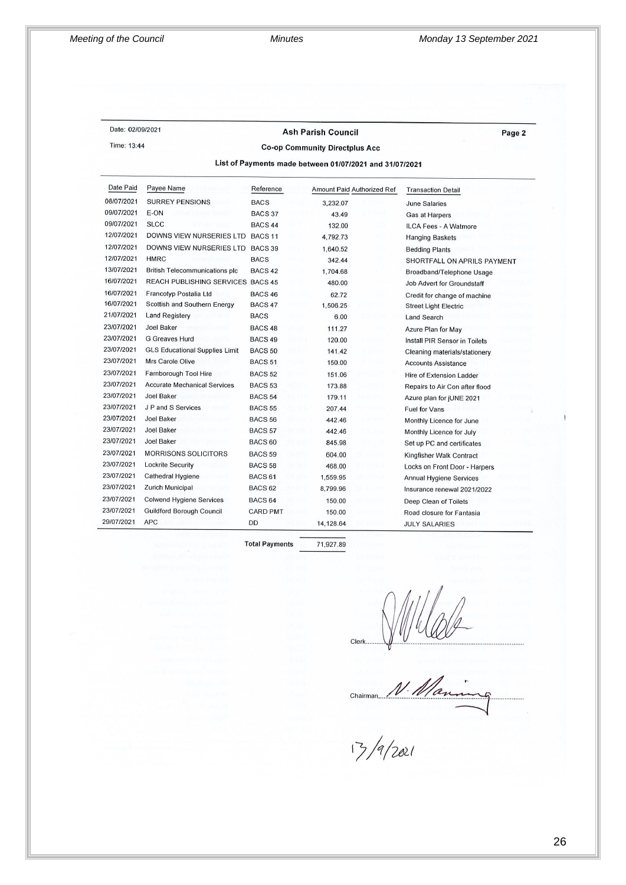Date: 02/09/2021

Time: 13:44

**Ash Parish Council**

**Co-op Community Directplus Acc**

Page 2

**List of Payments made between 01/07/2021 and 31/07/2021**

| Date Paid | Payee Name | Reference | Amount Paid | Authorized Ref | Transaction Detail |
|---|---|---|---|---|---|
| 08/07/2021 | SURREY PENSIONS | BACS | 3,232.07 | | June Salaries |
| 09/07/2021 | E-ON | BACS 37 | 43.49 | | Gas at Harpers |
| 09/07/2021 | SLCC | BACS 44 | 132.00 | | ILCA Fees - A Watmore |
| 12/07/2021 | DOWNS VIEW NURSERIES LTD | BACS 11 | 4,792.73 | | Hanging Baskets |
| 12/07/2021 | DOWNS VIEW NURSERIES LTD | BACS 39 | 1,640.52 | | Bedding Plants |
| 12/07/2021 | HMRC | BACS | 342.44 | | SHORTFALL ON APRILS PAYMENT |
| 13/07/2021 | British Telecommunications plc | BACS 42 | 1,704.68 | | Broadband/Telephone Usage |
| 16/07/2021 | REACH PUBLISHING SERVICES | BACS 45 | 480.00 | | Job Advert for Groundstaff |
| 16/07/2021 | Francotyp Postalia Ltd | BACS 46 | 62.72 | | Credit for change of machine |
| 16/07/2021 | Scottish and Southern Energy | BACS 47 | 1,506.25 | | Street Light Electric |
| 21/07/2021 | Land Registery | BACS | 6.00 | | Land Search |
| 23/07/2021 | Joel Baker | BACS 48 | 111.27 | | Azure Plan for May |
| 23/07/2021 | G Greaves Hurd | BACS 49 | 120.00 | | Install PIR Sensor in Toilets |
| 23/07/2021 | GLS Educational Supplies Limit | BACS 50 | 141.42 | | Cleaning materials/stationery |
| 23/07/2021 | Mrs Carole Olive | BACS 51 | 150.00 | | Accounts Assistance |
| 23/07/2021 | Farnborough Tool Hire | BACS 52 | 151.06 | | Hire of Extension Ladder |
| 23/07/2021 | Accurate Mechanical Services | BACS 53 | 173.88 | | Repairs to Air Con after flood |
| 23/07/2021 | Joel Baker | BACS 54 | 179.11 | | Azure plan for jUNE 2021 |
| 23/07/2021 | J P and S Services | BACS 55 | 207.44 | | Fuel for Vans |
| 23/07/2021 | Joel Baker | BACS 56 | 442.46 | | Monthly Licence for June |
| 23/07/2021 | Joel Baker | BACS 57 | 442.46 | | Monthly Licence for July |
| 23/07/2021 | Joel Baker | BACS 60 | 845.98 | | Set up PC and certificates |
| 23/07/2021 | MORRISONS SOLICITORS | BACS 59 | 604.00 | | Kingfisher Walk Contract |
| 23/07/2021 | Lockrite Security | BACS 58 | 468.00 | | Locks on Front Door - Harpers |
| 23/07/2021 | Cathedral Hygiene | BACS 61 | 1,559.95 | | Annual Hygiene Services |
| 23/07/2021 | Zurich Municipal | BACS 62 | 8,799.96 | | Insurance renewal 2021/2022 |
| 23/07/2021 | Colwend Hygiene Services | BACS 64 | 150.00 | | Deep Clean of Toilets |
| 23/07/2021 | Guildford Borough Council | CARD PMT | 150.00 | | Road closure for Fantasia |
| 29/07/2021 | APC | DD | 14,128.64 | | JULY SALARIES |
| | | **Total Payments** | 71,927.89 | | |

Clerk..........................

Chairman N. Manning

13/9/2021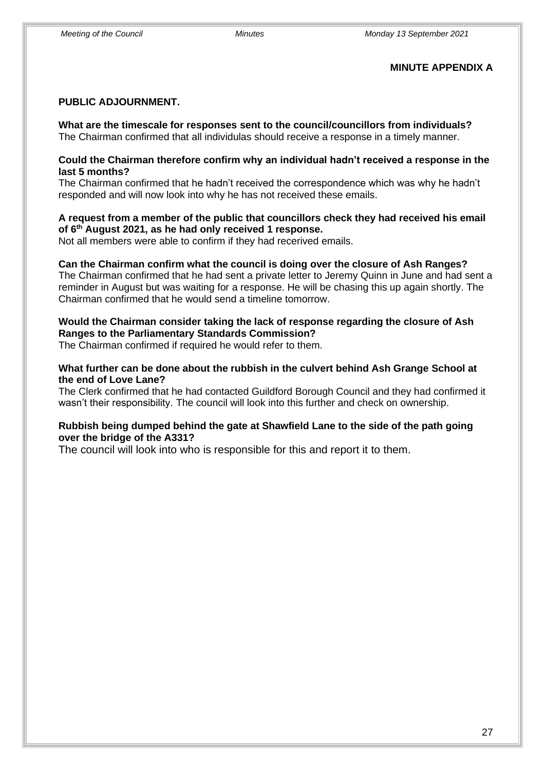**MINUTE APPENDIX A**

**PUBLIC ADJOURNMENT.**

**What are the timescale for responses sent to the council/councillors from individuals?**
The Chairman confirmed that all individulas should receive a response in a timely manner.

**Could the Chairman therefore confirm why an individual hadn't received a response in the last 5 months?**
The Chairman confirmed that he hadn't received the correspondence which was why he hadn't responded and will now look into why he has not received these emails.

**A request from a member of the public that councillors check they had received his email of 6th August 2021, as he had only received 1 response.**
Not all members were able to confirm if they had recerived emails.

**Can the Chairman confirm what the council is doing over the closure of Ash Ranges?**
The Chairman confirmed that he had sent a private letter to Jeremy Quinn in June and had sent a reminder in August but was waiting for a response. He will be chasing this up again shortly. The Chairman confirmed that he would send a timeline tomorrow.

**Would the Chairman consider taking the lack of response regarding the closure of Ash Ranges to the Parliamentary Standards Commission?**
The Chairman confirmed if required he would refer to them.

**What further can be done about the rubbish in the culvert behind Ash Grange School at the end of Love Lane?**
The Clerk confirmed that he had contacted Guildford Borough Council and they had confirmed it wasn't their responsibility. The council will look into this further and check on ownership.

**Rubbish being dumped behind the gate at Shawfield Lane to the side of the path going over the bridge of the A331?**
The council will look into who is responsible for this and report it to them.